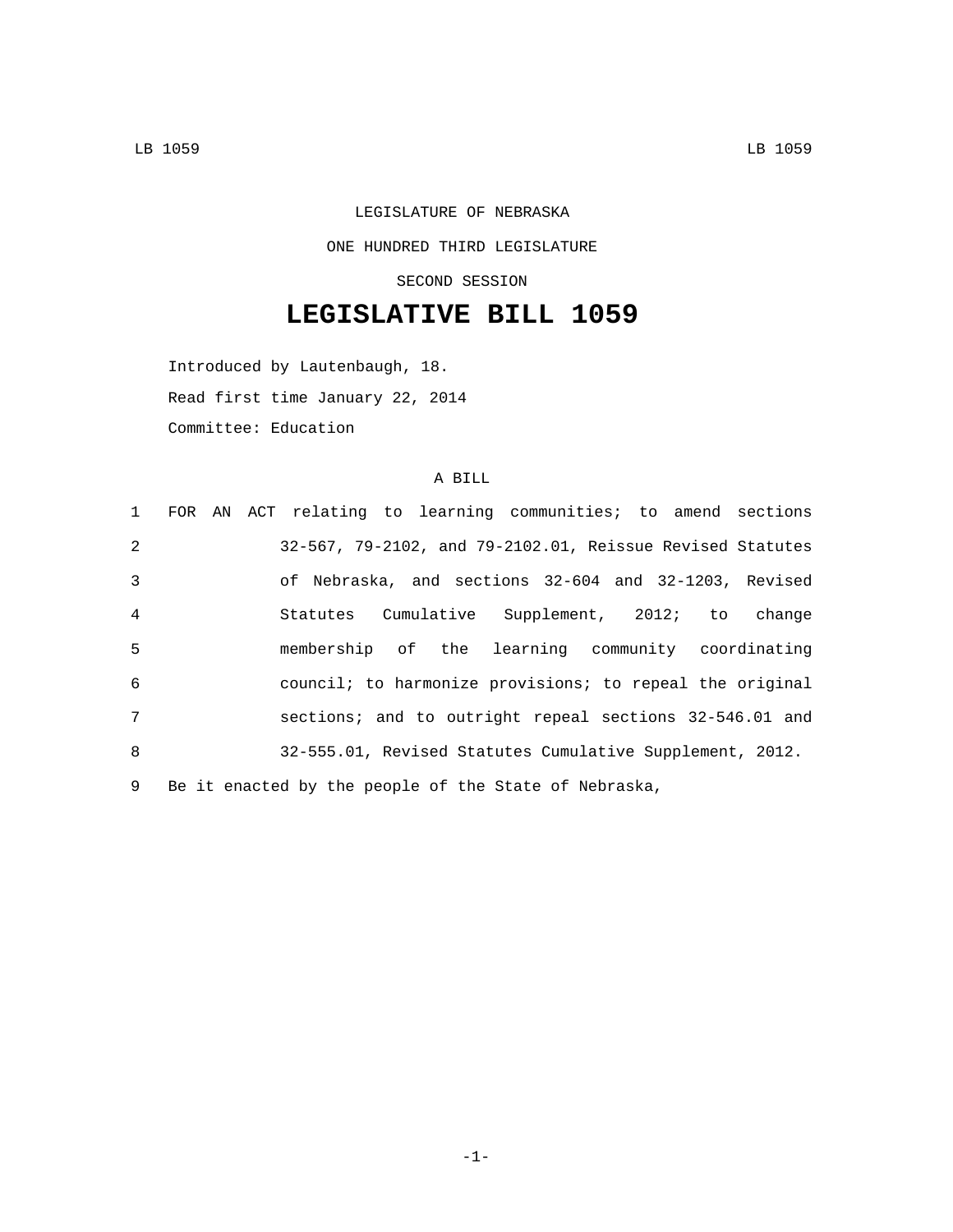LEGISLATURE OF NEBRASKA

ONE HUNDRED THIRD LEGISLATURE

SECOND SESSION

# LEGISLATIVE BILL 1059

Introduced by Lautenbaugh, 18.

Read first time January 22, 2014

Committee: Education

A BILL

1 FOR AN ACT relating to learning communities; to amend sections
2 32-567, 79-2102, and 79-2102.01, Reissue Revised Statutes
3 of Nebraska, and sections 32-604 and 32-1203, Revised
4 Statutes Cumulative Supplement, 2012; to change
5 membership of the learning community coordinating
6 council; to harmonize provisions; to repeal the original
7 sections; and to outright repeal sections 32-546.01 and
8 32-555.01, Revised Statutes Cumulative Supplement, 2012.
9 Be it enacted by the people of the State of Nebraska,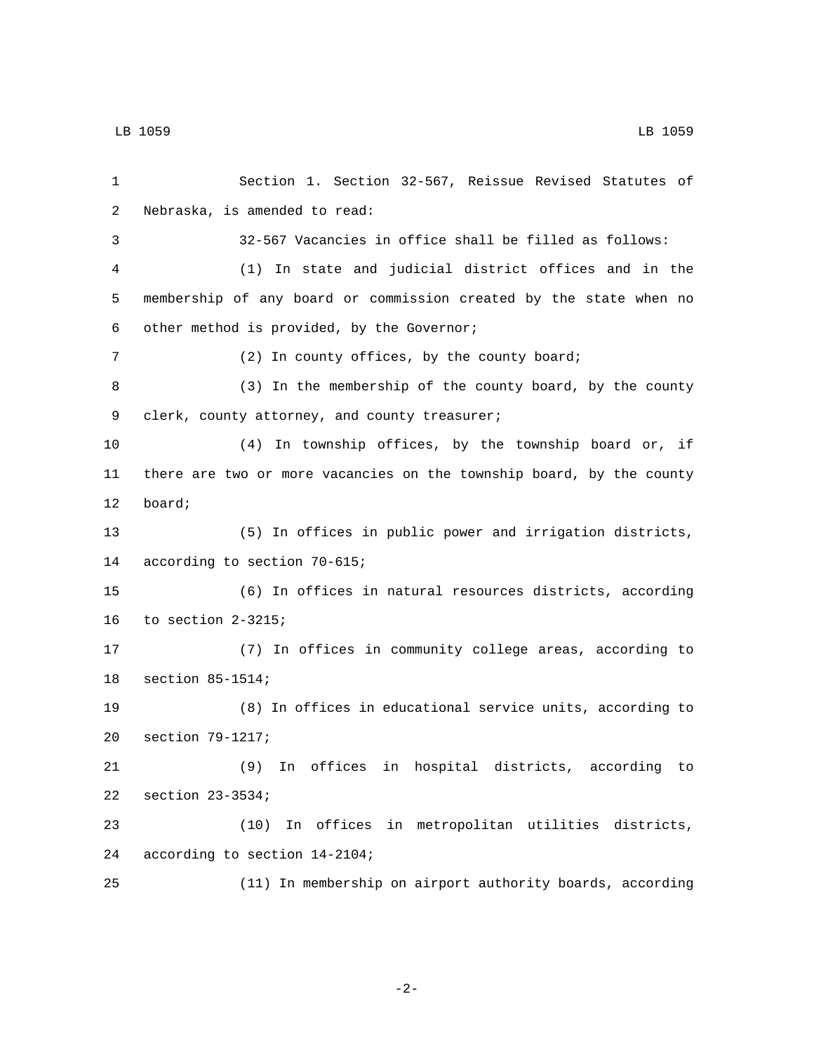Section 1. Section 32-567, Reissue Revised Statutes of Nebraska, is amended to read:

32-567 Vacancies in office shall be filled as follows:

(1) In state and judicial district offices and in the membership of any board or commission created by the state when no other method is provided, by the Governor;

(2) In county offices, by the county board;

(3) In the membership of the county board, by the county clerk, county attorney, and county treasurer;

(4) In township offices, by the township board or, if there are two or more vacancies on the township board, by the county board;

(5) In offices in public power and irrigation districts, according to section 70-615;

(6) In offices in natural resources districts, according to section 2-3215;

(7) In offices in community college areas, according to section 85-1514;

(8) In offices in educational service units, according to section 79-1217;

(9) In offices in hospital districts, according to section 23-3534;

(10) In offices in metropolitan utilities districts, according to section 14-2104;

(11) In membership on airport authority boards, according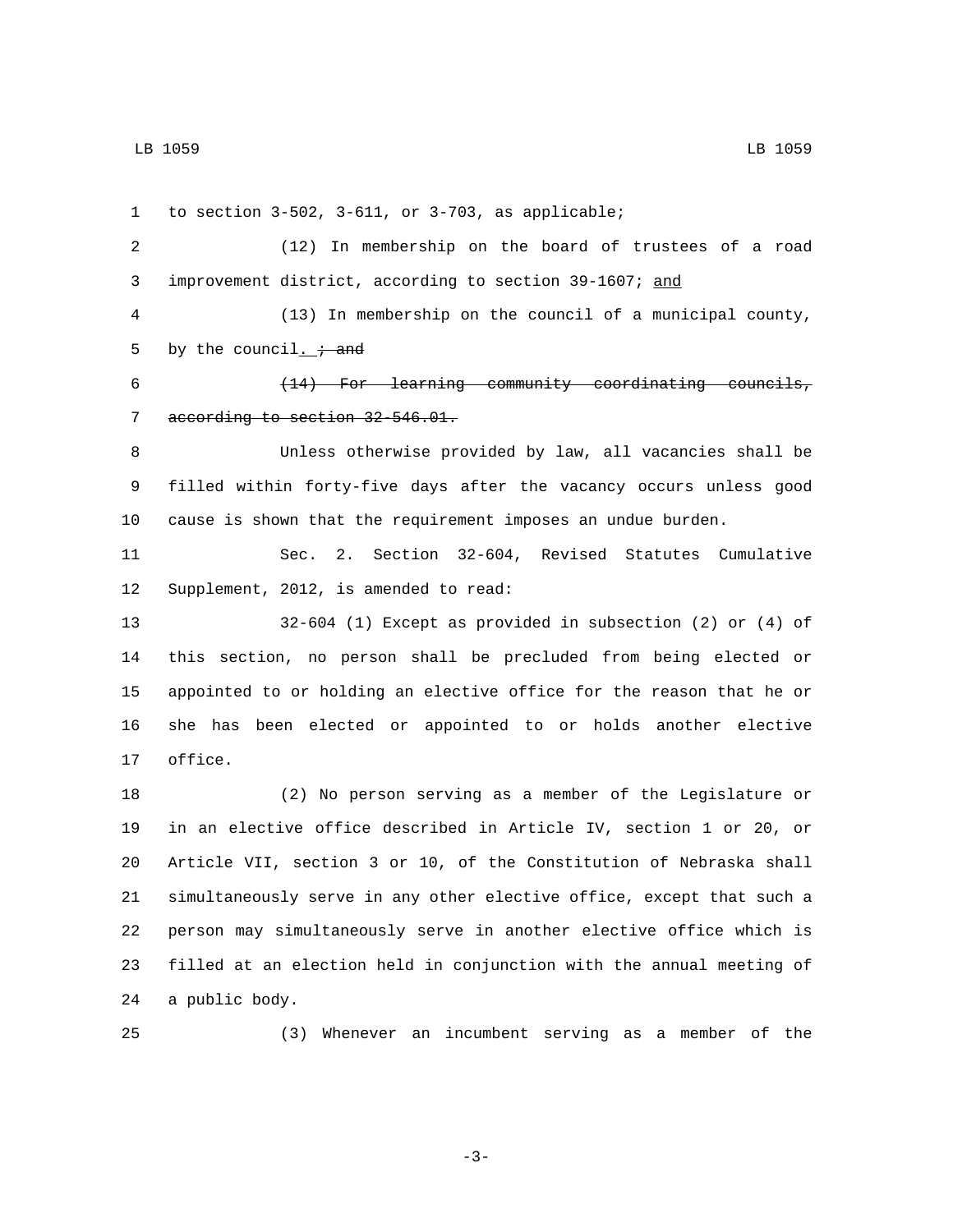to section 3-502, 3-611, or 3-703, as applicable;

(12) In membership on the board of trustees of a road improvement district, according to section 39-1607; <u>and</u>

(13) In membership on the council of a municipal county, by the council<u>.</u> ~~; and~~

~~(14) For learning community coordinating councils, according to section 32-546.01.~~

Unless otherwise provided by law, all vacancies shall be filled within forty-five days after the vacancy occurs unless good cause is shown that the requirement imposes an undue burden.

Sec. 2. Section 32-604, Revised Statutes Cumulative Supplement, 2012, is amended to read:

32-604 (1) Except as provided in subsection (2) or (4) of this section, no person shall be precluded from being elected or appointed to or holding an elective office for the reason that he or she has been elected or appointed to or holds another elective office.

(2) No person serving as a member of the Legislature or in an elective office described in Article IV, section 1 or 20, or Article VII, section 3 or 10, of the Constitution of Nebraska shall simultaneously serve in any other elective office, except that such a person may simultaneously serve in another elective office which is filled at an election held in conjunction with the annual meeting of a public body.

(3) Whenever an incumbent serving as a member of the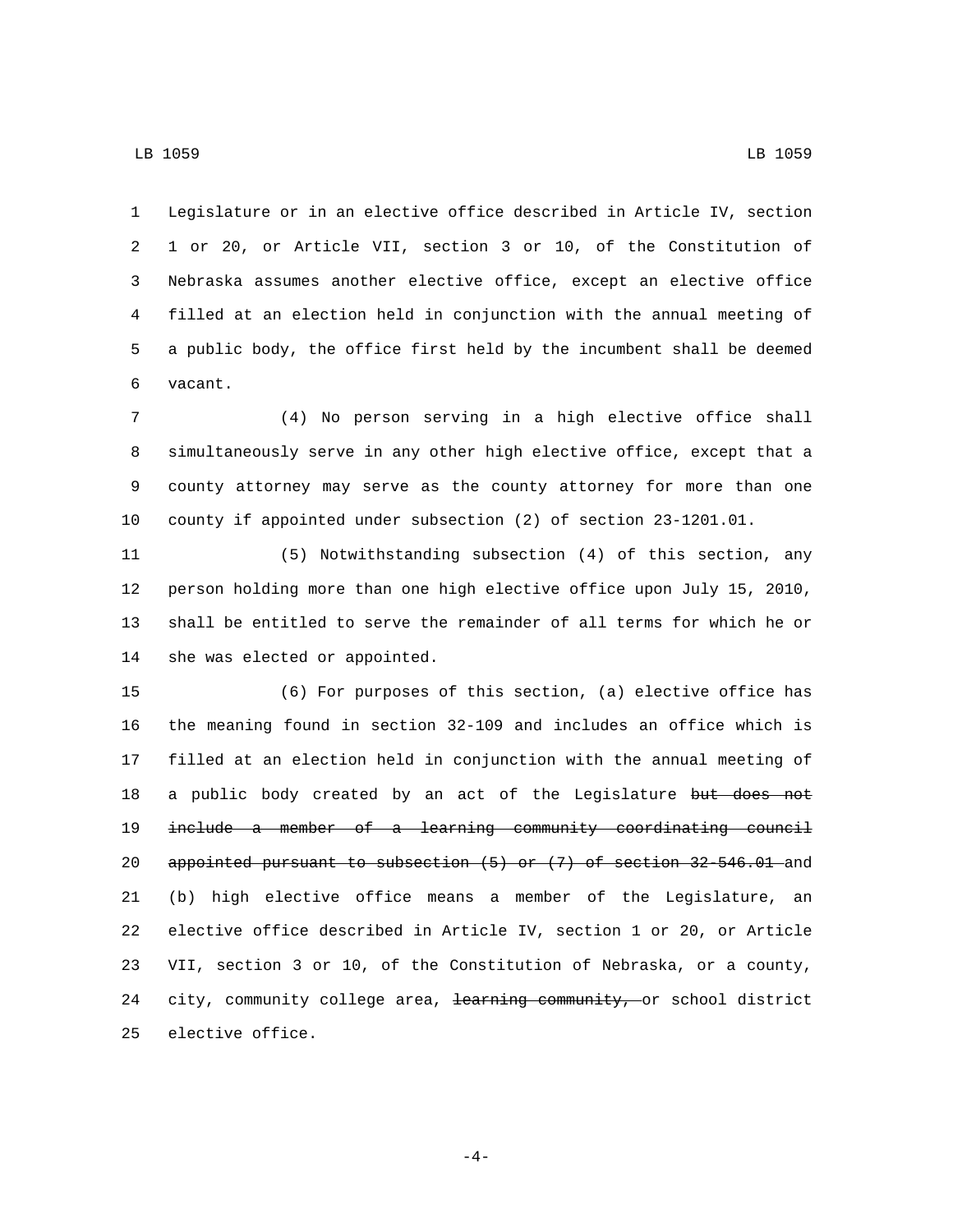Legislature or in an elective office described in Article IV, section 1 or 20, or Article VII, section 3 or 10, of the Constitution of Nebraska assumes another elective office, except an elective office filled at an election held in conjunction with the annual meeting of a public body, the office first held by the incumbent shall be deemed vacant.

(4) No person serving in a high elective office shall simultaneously serve in any other high elective office, except that a county attorney may serve as the county attorney for more than one county if appointed under subsection (2) of section 23-1201.01.

(5) Notwithstanding subsection (4) of this section, any person holding more than one high elective office upon July 15, 2010, shall be entitled to serve the remainder of all terms for which he or she was elected or appointed.

(6) For purposes of this section, (a) elective office has the meaning found in section 32-109 and includes an office which is filled at an election held in conjunction with the annual meeting of a public body created by an act of the Legislature ~~but does not include a member of a learning community coordinating council appointed pursuant to subsection (5) or (7) of section 32-546.01~~ and (b) high elective office means a member of the Legislature, an elective office described in Article IV, section 1 or 20, or Article VII, section 3 or 10, of the Constitution of Nebraska, or a county, city, community college area, ~~learning community,~~ or school district elective office.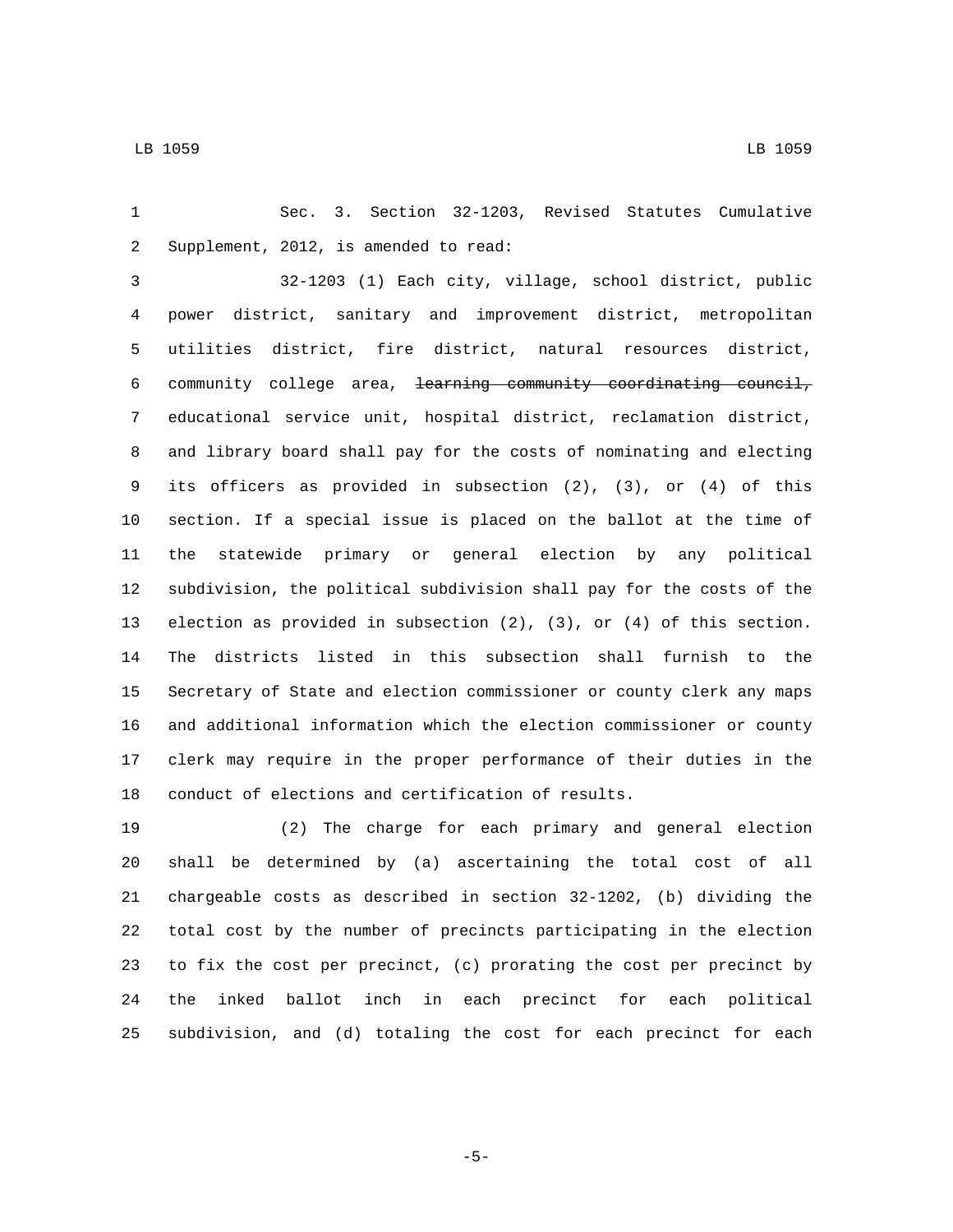Sec. 3. Section 32-1203, Revised Statutes Cumulative Supplement, 2012, is amended to read:

32-1203 (1) Each city, village, school district, public power district, sanitary and improvement district, metropolitan utilities district, fire district, natural resources district, community college area, ~~learning community coordinating council,~~ educational service unit, hospital district, reclamation district, and library board shall pay for the costs of nominating and electing its officers as provided in subsection (2), (3), or (4) of this section. If a special issue is placed on the ballot at the time of the statewide primary or general election by any political subdivision, the political subdivision shall pay for the costs of the election as provided in subsection (2), (3), or (4) of this section. The districts listed in this subsection shall furnish to the Secretary of State and election commissioner or county clerk any maps and additional information which the election commissioner or county clerk may require in the proper performance of their duties in the conduct of elections and certification of results.

(2) The charge for each primary and general election shall be determined by (a) ascertaining the total cost of all chargeable costs as described in section 32-1202, (b) dividing the total cost by the number of precincts participating in the election to fix the cost per precinct, (c) prorating the cost per precinct by the inked ballot inch in each precinct for each political subdivision, and (d) totaling the cost for each precinct for each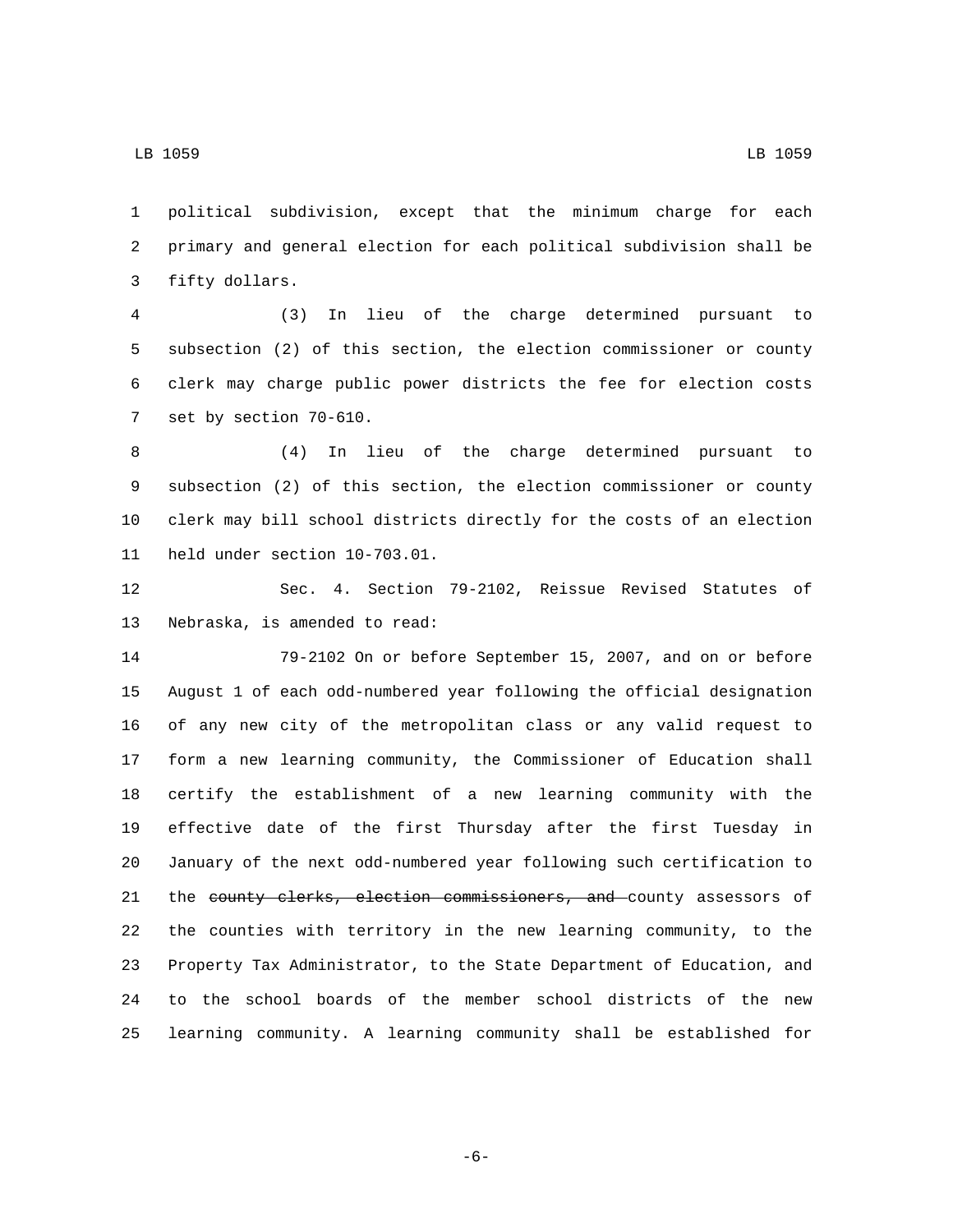political subdivision, except that the minimum charge for each primary and general election for each political subdivision shall be fifty dollars.

(3) In lieu of the charge determined pursuant to subsection (2) of this section, the election commissioner or county clerk may charge public power districts the fee for election costs set by section 70-610.

(4) In lieu of the charge determined pursuant to subsection (2) of this section, the election commissioner or county clerk may bill school districts directly for the costs of an election held under section 10-703.01.

Sec. 4. Section 79-2102, Reissue Revised Statutes of Nebraska, is amended to read:

79-2102 On or before September 15, 2007, and on or before August 1 of each odd-numbered year following the official designation of any new city of the metropolitan class or any valid request to form a new learning community, the Commissioner of Education shall certify the establishment of a new learning community with the effective date of the first Thursday after the first Tuesday in January of the next odd-numbered year following such certification to the ~~county clerks, election commissioners, and~~ county assessors of the counties with territory in the new learning community, to the Property Tax Administrator, to the State Department of Education, and to the school boards of the member school districts of the new learning community. A learning community shall be established for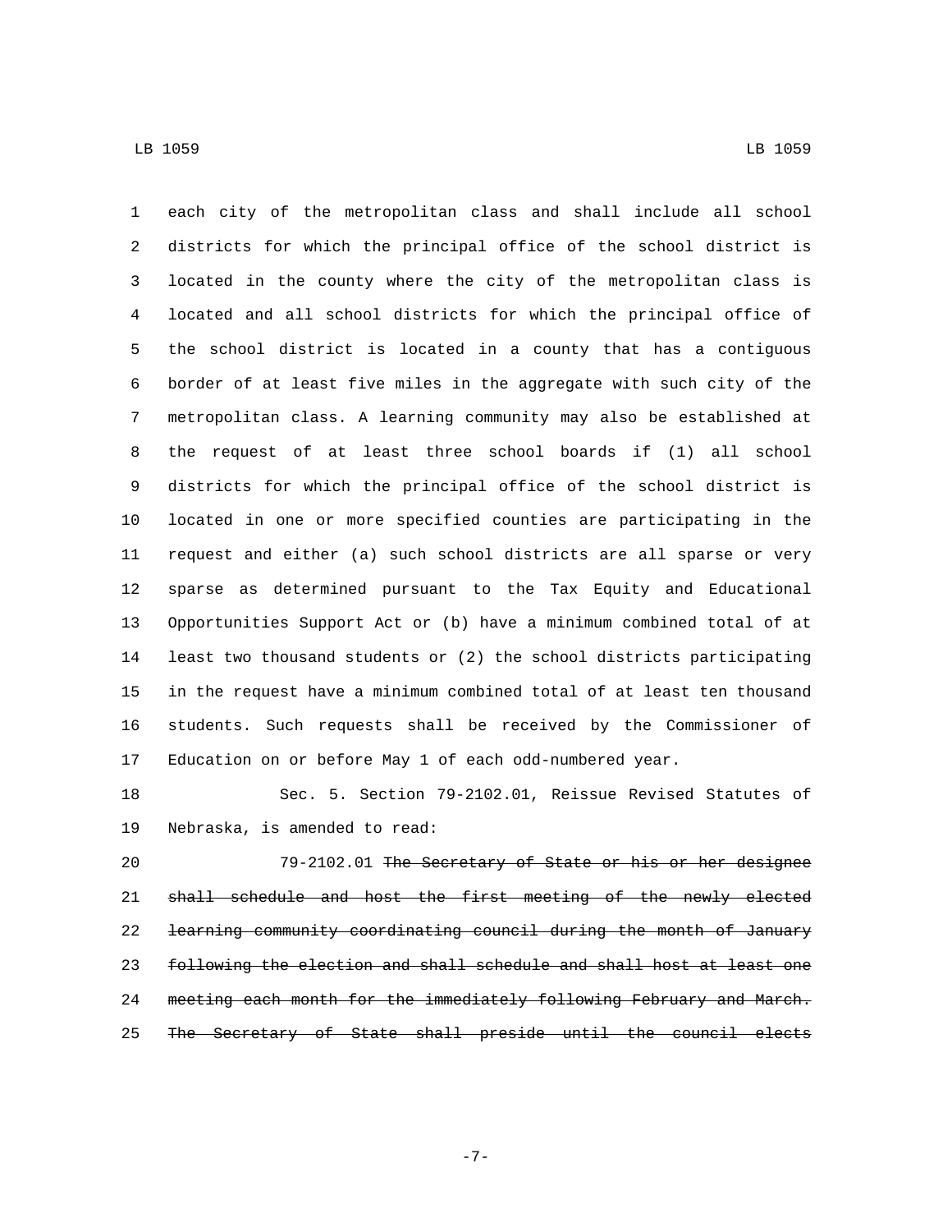each city of the metropolitan class and shall include all school districts for which the principal office of the school district is located in the county where the city of the metropolitan class is located and all school districts for which the principal office of the school district is located in a county that has a contiguous border of at least five miles in the aggregate with such city of the metropolitan class. A learning community may also be established at the request of at least three school boards if (1) all school districts for which the principal office of the school district is located in one or more specified counties are participating in the request and either (a) such school districts are all sparse or very sparse as determined pursuant to the Tax Equity and Educational Opportunities Support Act or (b) have a minimum combined total of at least two thousand students or (2) the school districts participating in the request have a minimum combined total of at least ten thousand students. Such requests shall be received by the Commissioner of Education on or before May 1 of each odd-numbered year.

Sec. 5. Section 79-2102.01, Reissue Revised Statutes of Nebraska, is amended to read:

79-2102.01 ~~The Secretary of State or his or her designee shall schedule and host the first meeting of the newly elected learning community coordinating council during the month of January following the election and shall schedule and shall host at least one meeting each month for the immediately following February and March. The Secretary of State shall preside until the council elects~~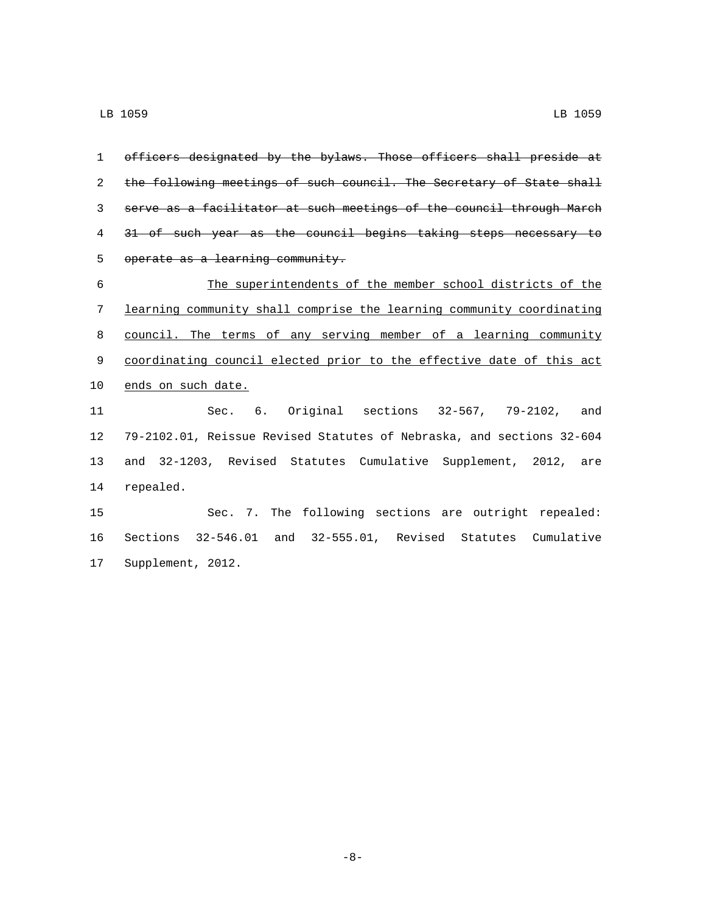~~officers designated by the bylaws. Those officers shall preside at the following meetings of such council. The Secretary of State shall serve as a facilitator at such meetings of the council through March 31 of such year as the council begins taking steps necessary to operate as a learning community.~~

<u>The superintendents of the member school districts of the learning community shall comprise the learning community coordinating council. The terms of any serving member of a learning community coordinating council elected prior to the effective date of this act ends on such date.</u>

Sec. 6. Original sections 32-567, 79-2102, and 79-2102.01, Reissue Revised Statutes of Nebraska, and sections 32-604 and 32-1203, Revised Statutes Cumulative Supplement, 2012, are repealed.

Sec. 7. The following sections are outright repealed: Sections 32-546.01 and 32-555.01, Revised Statutes Cumulative Supplement, 2012.